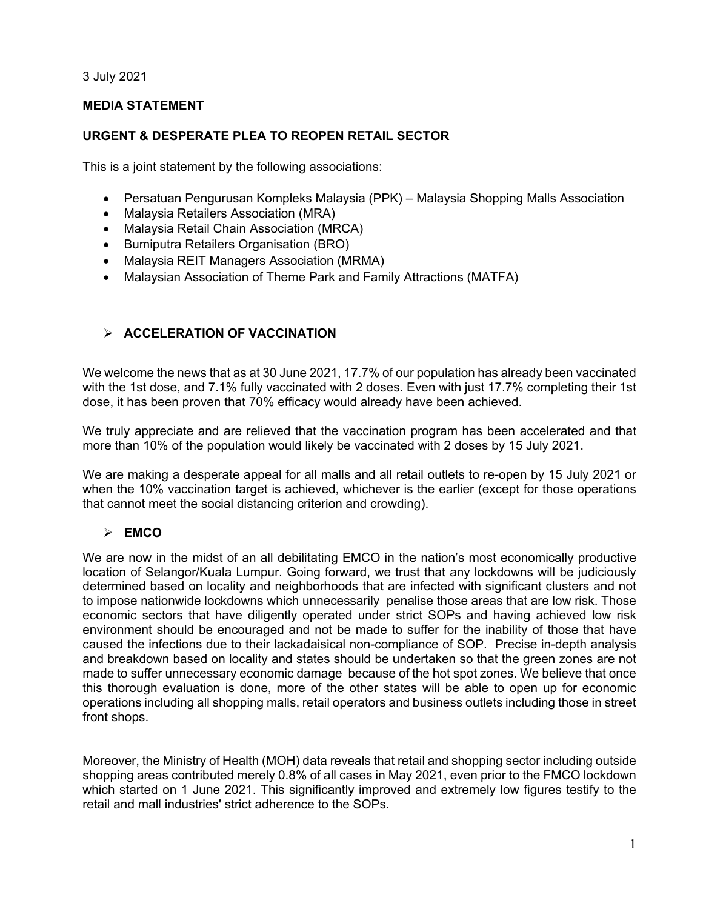3 July 2021

**MEDIA STATEMENT**

**URGENT & DESPERATE PLEA TO REOPEN RETAIL SECTOR**

This is a joint statement by the following associations:

- Persatuan Pengurusan Kompleks Malaysia (PPK) – Malaysia Shopping Malls Association
- Malaysia Retailers Association (MRA)
- Malaysia Retail Chain Association (MRCA)
- Bumiputra Retailers Organisation (BRO)
- Malaysia REIT Managers Association (MRMA)
- Malaysian Association of Theme Park and Family Attractions (MATFA)

## ➢ ACCELERATION OF VACCINATION

We welcome the news that as at 30 June 2021, 17.7% of our population has already been vaccinated with the 1st dose, and 7.1% fully vaccinated with 2 doses. Even with just 17.7% completing their 1st dose, it has been proven that 70% efficacy would already have been achieved.

We truly appreciate and are relieved that the vaccination program has been accelerated and that more than 10% of the population would likely be vaccinated with 2 doses by 15 July 2021.

We are making a desperate appeal for all malls and all retail outlets to re-open by 15 July 2021 or when the 10% vaccination target is achieved, whichever is the earlier (except for those operations that cannot meet the social distancing criterion and crowding).

## ➢ EMCO

We are now in the midst of an all debilitating EMCO in the nation's most economically productive location of Selangor/Kuala Lumpur. Going forward, we trust that any lockdowns will be judiciously determined based on locality and neighborhoods that are infected with significant clusters and not to impose nationwide lockdowns which unnecessarily penalise those areas that are low risk. Those economic sectors that have diligently operated under strict SOPs and having achieved low risk environment should be encouraged and not be made to suffer for the inability of those that have caused the infections due to their lackadaisical non-compliance of SOP. Precise in-depth analysis and breakdown based on locality and states should be undertaken so that the green zones are not made to suffer unnecessary economic damage because of the hot spot zones. We believe that once this thorough evaluation is done, more of the other states will be able to open up for economic operations including all shopping malls, retail operators and business outlets including those in street front shops.

Moreover, the Ministry of Health (MOH) data reveals that retail and shopping sector including outside shopping areas contributed merely 0.8% of all cases in May 2021, even prior to the FMCO lockdown which started on 1 June 2021. This significantly improved and extremely low figures testify to the retail and mall industries' strict adherence to the SOPs.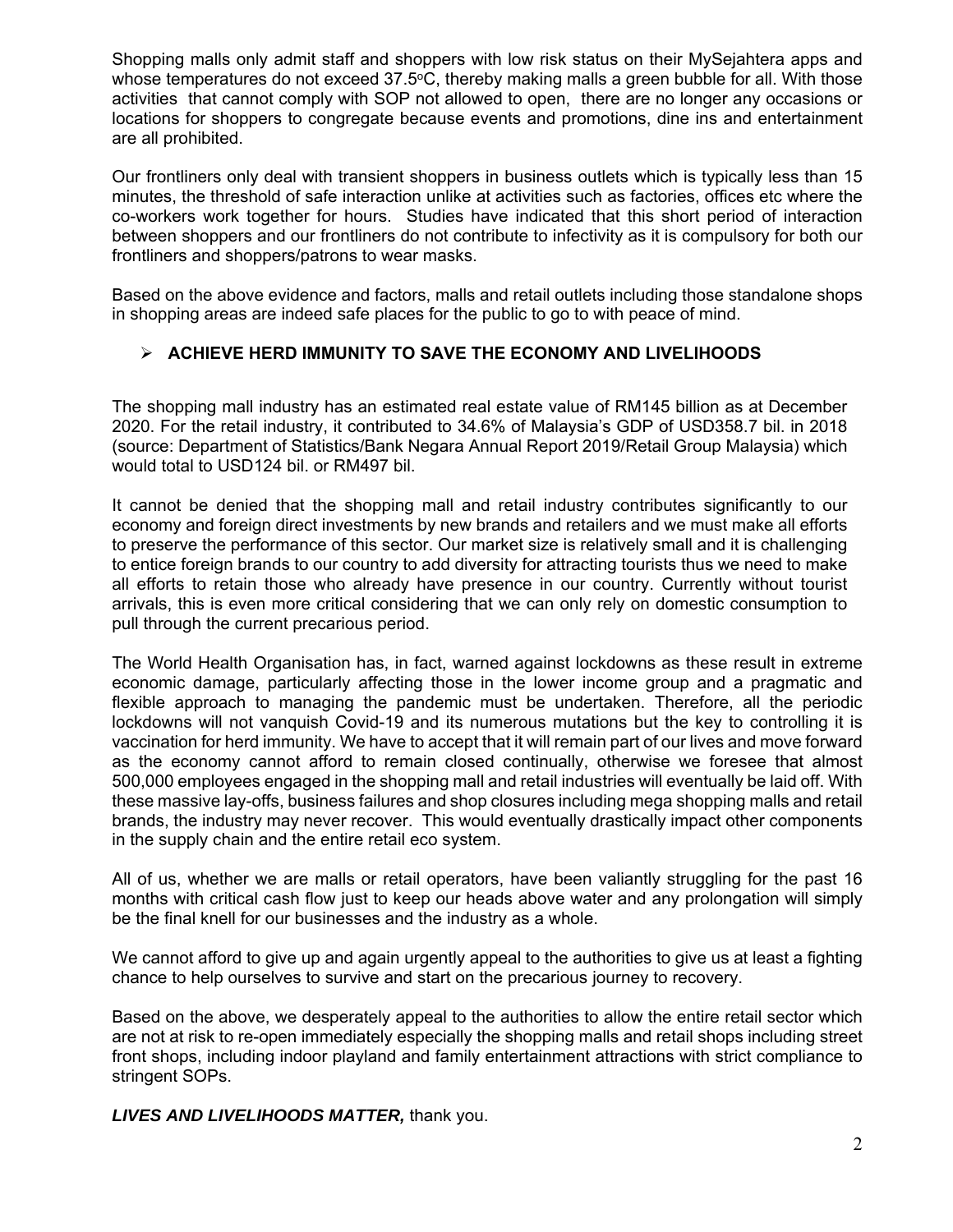Shopping malls only admit staff and shoppers with low risk status on their MySejahtera apps and whose temperatures do not exceed 37.5°C, thereby making malls a green bubble for all. With those activities that cannot comply with SOP not allowed to open, there are no longer any occasions or locations for shoppers to congregate because events and promotions, dine ins and entertainment are all prohibited.

Our frontliners only deal with transient shoppers in business outlets which is typically less than 15 minutes, the threshold of safe interaction unlike at activities such as factories, offices etc where the co-workers work together for hours. Studies have indicated that this short period of interaction between shoppers and our frontliners do not contribute to infectivity as it is compulsory for both our frontliners and shoppers/patrons to wear masks.

Based on the above evidence and factors, malls and retail outlets including those standalone shops in shopping areas are indeed safe places for the public to go to with peace of mind.

- **ACHIEVE HERD IMMUNITY TO SAVE THE ECONOMY AND LIVELIHOODS**

The shopping mall industry has an estimated real estate value of RM145 billion as at December 2020. For the retail industry, it contributed to 34.6% of Malaysia's GDP of USD358.7 bil. in 2018 (source: Department of Statistics/Bank Negara Annual Report 2019/Retail Group Malaysia) which would total to USD124 bil. or RM497 bil.

It cannot be denied that the shopping mall and retail industry contributes significantly to our economy and foreign direct investments by new brands and retailers and we must make all efforts to preserve the performance of this sector. Our market size is relatively small and it is challenging to entice foreign brands to our country to add diversity for attracting tourists thus we need to make all efforts to retain those who already have presence in our country. Currently without tourist arrivals, this is even more critical considering that we can only rely on domestic consumption to pull through the current precarious period.

The World Health Organisation has, in fact, warned against lockdowns as these result in extreme economic damage, particularly affecting those in the lower income group and a pragmatic and flexible approach to managing the pandemic must be undertaken. Therefore, all the periodic lockdowns will not vanquish Covid-19 and its numerous mutations but the key to controlling it is vaccination for herd immunity. We have to accept that it will remain part of our lives and move forward as the economy cannot afford to remain closed continually, otherwise we foresee that almost 500,000 employees engaged in the shopping mall and retail industries will eventually be laid off. With these massive lay-offs, business failures and shop closures including mega shopping malls and retail brands, the industry may never recover. This would eventually drastically impact other components in the supply chain and the entire retail eco system.

All of us, whether we are malls or retail operators, have been valiantly struggling for the past 16 months with critical cash flow just to keep our heads above water and any prolongation will simply be the final knell for our businesses and the industry as a whole.

We cannot afford to give up and again urgently appeal to the authorities to give us at least a fighting chance to help ourselves to survive and start on the precarious journey to recovery.

Based on the above, we desperately appeal to the authorities to allow the entire retail sector which are not at risk to re-open immediately especially the shopping malls and retail shops including street front shops, including indoor playland and family entertainment attractions with strict compliance to stringent SOPs.

***LIVES AND LIVELIHOODS MATTER,*** thank you.